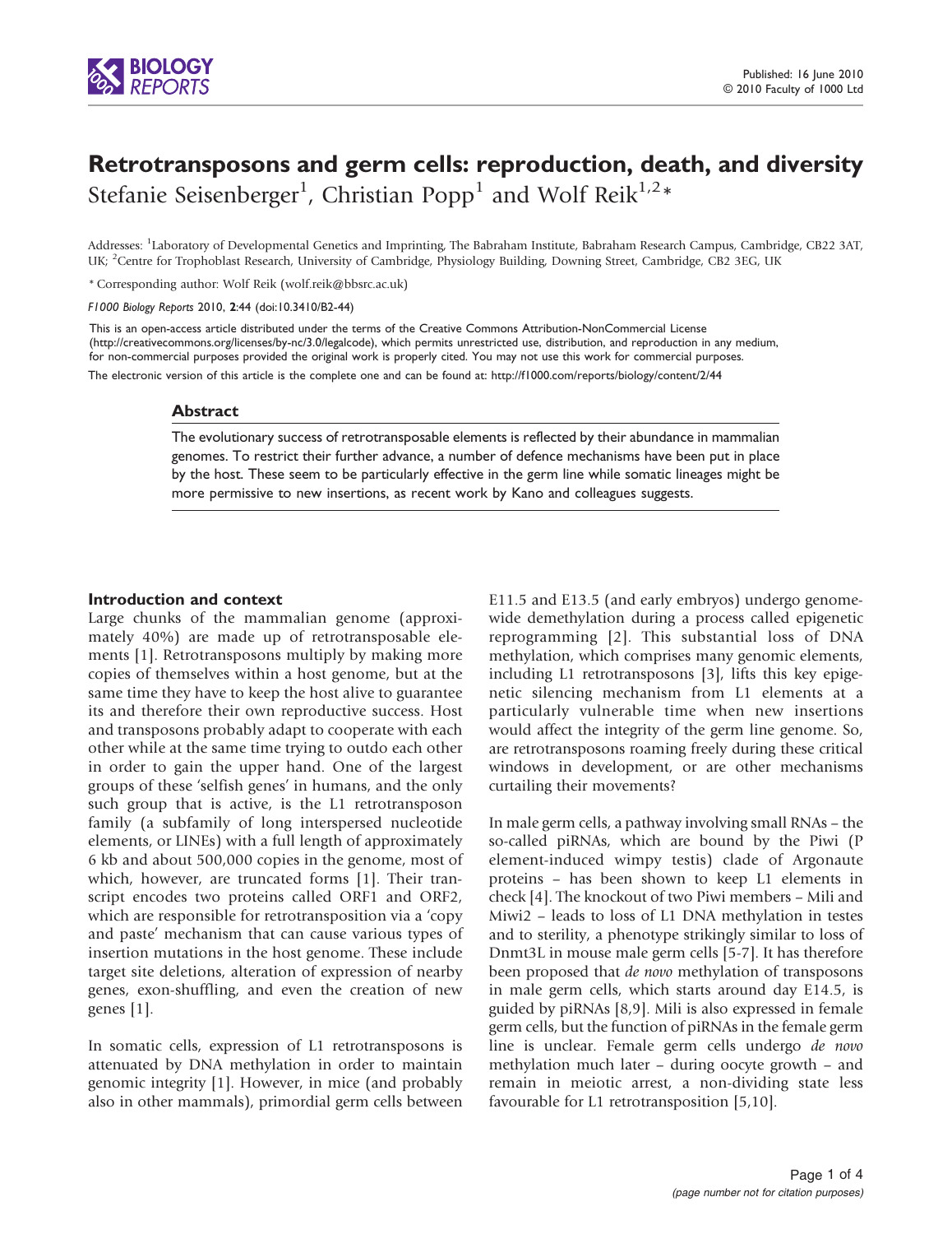# Retrotransposons and germ cells: reproduction, death, and diversity

Stefanie Seisenberger[1], Christian Popp[1] and Wolf Reik[1,2]*

Addresses: [1]Laboratory of Developmental Genetics and Imprinting, The Babraham Institute, Babraham Research Campus, Cambridge, CB22 3AT, UK; [2]Centre for Trophoblast Research, University of Cambridge, Physiology Building, Downing Street, Cambridge, CB2 3EG, UK

* Corresponding author: Wolf Reik (wolf.reik@bbsrc.ac.uk)

*F1000 Biology Reports* 2010, **2**:44 (doi:10.3410/B2-44)

This is an open-access article distributed under the terms of the Creative Commons Attribution-NonCommercial License (http://creativecommons.org/licenses/by-nc/3.0/legalcode), which permits unrestricted use, distribution, and reproduction in any medium, for non-commercial purposes provided the original work is properly cited. You may not use this work for commercial purposes.

The electronic version of this article is the complete one and can be found at: http://f1000.com/reports/biology/content/2/44

## Abstract

The evolutionary success of retrotransposable elements is reflected by their abundance in mammalian genomes. To restrict their further advance, a number of defence mechanisms have been put in place by the host. These seem to be particularly effective in the germ line while somatic lineages might be more permissive to new insertions, as recent work by Kano and colleagues suggests.

## Introduction and context

Large chunks of the mammalian genome (approximately 40%) are made up of retrotransposable elements [1]. Retrotransposons multiply by making more copies of themselves within a host genome, but at the same time they have to keep the host alive to guarantee its and therefore their own reproductive success. Host and transposons probably adapt to cooperate with each other while at the same time trying to outdo each other in order to gain the upper hand. One of the largest groups of these 'selfish genes' in humans, and the only such group that is active, is the L1 retrotransposon family (a subfamily of long interspersed nucleotide elements, or LINEs) with a full length of approximately 6 kb and about 500,000 copies in the genome, most of which, however, are truncated forms [1]. Their transcript encodes two proteins called ORF1 and ORF2, which are responsible for retrotransposition via a 'copy and paste' mechanism that can cause various types of insertion mutations in the host genome. These include target site deletions, alteration of expression of nearby genes, exon-shuffling, and even the creation of new genes [1].

In somatic cells, expression of L1 retrotransposons is attenuated by DNA methylation in order to maintain genomic integrity [1]. However, in mice (and probably also in other mammals), primordial germ cells between E11.5 and E13.5 (and early embryos) undergo genome-wide demethylation during a process called epigenetic reprogramming [2]. This substantial loss of DNA methylation, which comprises many genomic elements, including L1 retrotransposons [3], lifts this key epigenetic silencing mechanism from L1 elements at a particularly vulnerable time when new insertions would affect the integrity of the germ line genome. So, are retrotransposons roaming freely during these critical windows in development, or are other mechanisms curtailing their movements?

In male germ cells, a pathway involving small RNAs – the so-called piRNAs, which are bound by the Piwi (P element-induced wimpy testis) clade of Argonaute proteins – has been shown to keep L1 elements in check [4]. The knockout of two Piwi members – Mili and Miwi2 – leads to loss of L1 DNA methylation in testes and to sterility, a phenotype strikingly similar to loss of Dnmt3L in mouse male germ cells [5-7]. It has therefore been proposed that *de novo* methylation of transposons in male germ cells, which starts around day E14.5, is guided by piRNAs [8,9]. Mili is also expressed in female germ cells, but the function of piRNAs in the female germ line is unclear. Female germ cells undergo *de novo* methylation much later – during oocyte growth – and remain in meiotic arrest, a non-dividing state less favourable for L1 retrotransposition [5,10].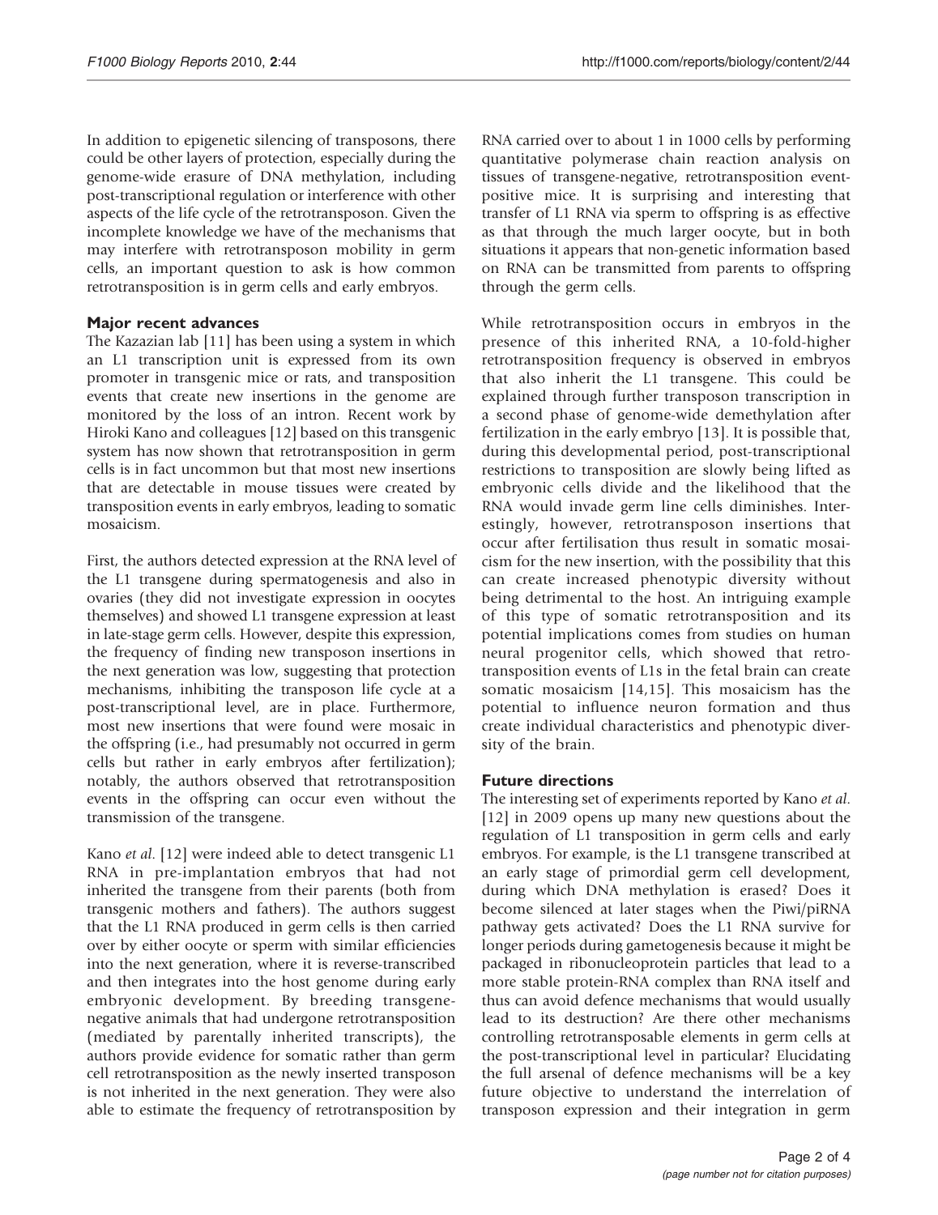In addition to epigenetic silencing of transposons, there could be other layers of protection, especially during the genome-wide erasure of DNA methylation, including post-transcriptional regulation or interference with other aspects of the life cycle of the retrotransposon. Given the incomplete knowledge we have of the mechanisms that may interfere with retrotransposon mobility in germ cells, an important question to ask is how common retrotransposition is in germ cells and early embryos.

## Major recent advances

The Kazazian lab [11] has been using a system in which an L1 transcription unit is expressed from its own promoter in transgenic mice or rats, and transposition events that create new insertions in the genome are monitored by the loss of an intron. Recent work by Hiroki Kano and colleagues [12] based on this transgenic system has now shown that retrotransposition in germ cells is in fact uncommon but that most new insertions that are detectable in mouse tissues were created by transposition events in early embryos, leading to somatic mosaicism.

First, the authors detected expression at the RNA level of the L1 transgene during spermatogenesis and also in ovaries (they did not investigate expression in oocytes themselves) and showed L1 transgene expression at least in late-stage germ cells. However, despite this expression, the frequency of finding new transposon insertions in the next generation was low, suggesting that protection mechanisms, inhibiting the transposon life cycle at a post-transcriptional level, are in place. Furthermore, most new insertions that were found were mosaic in the offspring (i.e., had presumably not occurred in germ cells but rather in early embryos after fertilization); notably, the authors observed that retrotransposition events in the offspring can occur even without the transmission of the transgene.

Kano *et al*. [12] were indeed able to detect transgenic L1 RNA in pre-implantation embryos that had not inherited the transgene from their parents (both from transgenic mothers and fathers). The authors suggest that the L1 RNA produced in germ cells is then carried over by either oocyte or sperm with similar efficiencies into the next generation, where it is reverse-transcribed and then integrates into the host genome during early embryonic development. By breeding transgene-negative animals that had undergone retrotransposition (mediated by parentally inherited transcripts), the authors provide evidence for somatic rather than germ cell retrotransposition as the newly inserted transposon is not inherited in the next generation. They were also able to estimate the frequency of retrotransposition by RNA carried over to about 1 in 1000 cells by performing quantitative polymerase chain reaction analysis on tissues of transgene-negative, retrotransposition event-positive mice. It is surprising and interesting that transfer of L1 RNA via sperm to offspring is as effective as that through the much larger oocyte, but in both situations it appears that non-genetic information based on RNA can be transmitted from parents to offspring through the germ cells.

While retrotransposition occurs in embryos in the presence of this inherited RNA, a 10-fold-higher retrotransposition frequency is observed in embryos that also inherit the L1 transgene. This could be explained through further transposon transcription in a second phase of genome-wide demethylation after fertilization in the early embryo [13]. It is possible that, during this developmental period, post-transcriptional restrictions to transposition are slowly being lifted as embryonic cells divide and the likelihood that the RNA would invade germ line cells diminishes. Interestingly, however, retrotransposon insertions that occur after fertilisation thus result in somatic mosaicism for the new insertion, with the possibility that this can create increased phenotypic diversity without being detrimental to the host. An intriguing example of this type of somatic retrotransposition and its potential implications comes from studies on human neural progenitor cells, which showed that retrotransposition events of L1s in the fetal brain can create somatic mosaicism [14,15]. This mosaicism has the potential to influence neuron formation and thus create individual characteristics and phenotypic diversity of the brain.

## Future directions

The interesting set of experiments reported by Kano *et al*. [12] in 2009 opens up many new questions about the regulation of L1 transposition in germ cells and early embryos. For example, is the L1 transgene transcribed at an early stage of primordial germ cell development, during which DNA methylation is erased? Does it become silenced at later stages when the Piwi/piRNA pathway gets activated? Does the L1 RNA survive for longer periods during gametogenesis because it might be packaged in ribonucleoprotein particles that lead to a more stable protein-RNA complex than RNA itself and thus can avoid defence mechanisms that would usually lead to its destruction? Are there other mechanisms controlling retrotransposable elements in germ cells at the post-transcriptional level in particular? Elucidating the full arsenal of defence mechanisms will be a key future objective to understand the interrelation of transposon expression and their integration in germ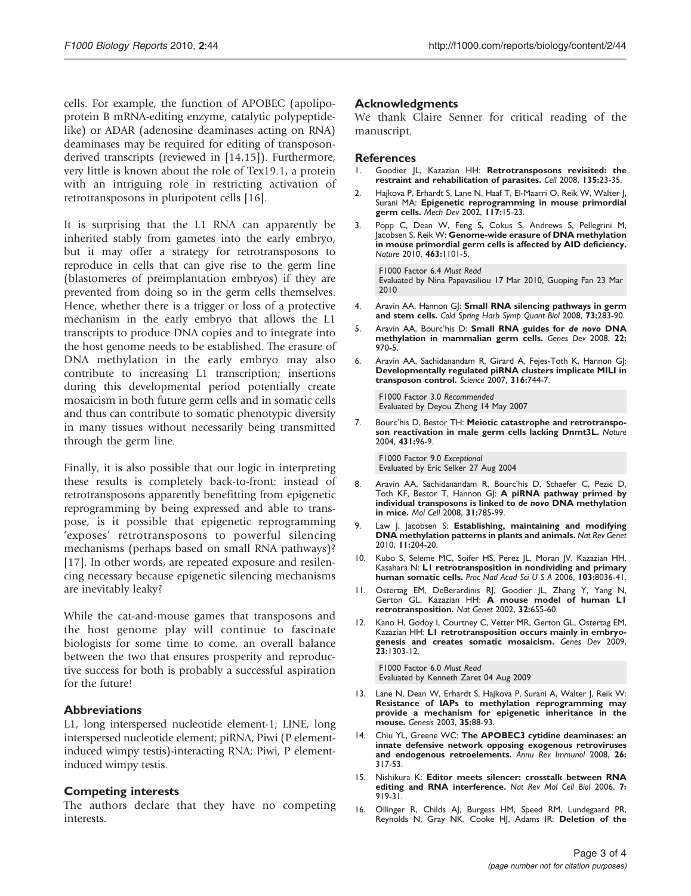cells. For example, the function of APOBEC (apolipoprotein B mRNA-editing enzyme, catalytic polypeptide-like) or ADAR (adenosine deaminases acting on RNA) deaminases may be required for editing of transposon-derived transcripts (reviewed in [14,15]). Furthermore, very little is known about the role of Tex19.1, a protein with an intriguing role in restricting activation of retrotransposons in pluripotent cells [16].

It is surprising that the L1 RNA can apparently be inherited stably from gametes into the early embryo, but it may offer a strategy for retrotransposons to reproduce in cells that can give rise to the germ line (blastomeres of preimplantation embryos) if they are prevented from doing so in the germ cells themselves. Hence, whether there is a trigger or loss of a protective mechanism in the early embryo that allows the L1 transcripts to produce DNA copies and to integrate into the host genome needs to be established. The erasure of DNA methylation in the early embryo may also contribute to increasing L1 transcription; insertions during this developmental period potentially create mosaicism in both future germ cells and in somatic cells and thus can contribute to somatic phenotypic diversity in many tissues without necessarily being transmitted through the germ line.

Finally, it is also possible that our logic in interpreting these results is completely back-to-front: instead of retrotransposons apparently benefitting from epigenetic reprogramming by being expressed and able to transpose, is it possible that epigenetic reprogramming 'exposes' retrotransposons to powerful silencing mechanisms (perhaps based on small RNA pathways)? [17]. In other words, are repeated exposure and resilencing necessary because epigenetic silencing mechanisms are inevitably leaky?

While the cat-and-mouse games that transposons and the host genome play will continue to fascinate biologists for some time to come, an overall balance between the two that ensures prosperity and reproductive success for both is probably a successful aspiration for the future!

## Abbreviations

L1, long interspersed nucleotide element-1; LINE, long interspersed nucleotide element; piRNA, Piwi (P element-induced wimpy testis)-interacting RNA; Piwi, P element-induced wimpy testis.

## Competing interests

The authors declare that they have no competing interests.

## Acknowledgments

We thank Claire Senner for critical reading of the manuscript.

## References

1. Goodier JL, Kazazian HH: **Retrotransposons revisited: the restraint and rehabilitation of parasites.** *Cell* 2008, **135:**23-35.
2. Hajkova P, Erhardt S, Lane N, Haaf T, El-Maarri O, Reik W, Walter J, Surani MA: **Epigenetic reprogramming in mouse primordial germ cells.** *Mech Dev* 2002, **117:**15-23.
3. Popp C, Dean W, Feng S, Cokus S, Andrews S, Pellegrini M, Jacobsen S, Reik W: **Genome-wide erasure of DNA methylation in mouse primordial germ cells is affected by AID deficiency.** *Nature* 2010, **463:**1101-5.

   F1000 Factor 6.4 *Must Read*
   Evaluated by Nina Papavasiliou 17 Mar 2010, Guoping Fan 23 Mar 2010

4. Aravin AA, Hannon GJ: **Small RNA silencing pathways in germ and stem cells.** *Cold Spring Harb Symp Quant Biol* 2008, **73:**283-90.
5. Aravin AA, Bourc'his D: **Small RNA guides for *de novo* DNA methylation in mammalian germ cells.** *Genes Dev* 2008, **22:** 970-5.
6. Aravin AA, Sachidanandam R, Girard A, Fejes-Toth K, Hannon GJ: **Developmentally regulated piRNA clusters implicate MILI in transposon control.** *Science* 2007, **316:**744-7.

   F1000 Factor 3.0 *Recommended*
   Evaluated by Deyou Zheng 14 May 2007

7. Bourc'his D, Bestor TH: **Meiotic catastrophe and retrotransposon reactivation in male germ cells lacking Dnmt3L.** *Nature* 2004, **431:**96-9.

   F1000 Factor 9.0 *Exceptional*
   Evaluated by Eric Selker 27 Aug 2004

8. Aravin AA, Sachidanandam R, Bourc'his D, Schaefer C, Pezic D, Toth KF, Bestor T, Hannon GJ: **A piRNA pathway primed by individual transposons is linked to *de novo* DNA methylation in mice.** *Mol Cell* 2008, **31:**785-99.
9. Law J, Jacobsen S: **Establishing, maintaining and modifying DNA methylation patterns in plants and animals.** *Nat Rev Genet* 2010, **11:**204-20.
10. Kubo S, Seleme MC, Soifer HS, Perez JL, Moran JV, Kazazian HH, Kasahara N: **L1 retrotransposition in nondividing and primary human somatic cells.** *Proc Natl Acad Sci U S A* 2006, **103:**8036-41.
11. Ostertag EM, DeBerardinis RJ, Goodier JL, Zhang Y, Yang N, Gerton GL, Kazazian HH: **A mouse model of human L1 retrotransposition.** *Nat Genet* 2002, **32:**655-60.
12. Kano H, Godoy I, Courtney C, Vetter MR, Gerton GL, Ostertag EM, Kazazian HH: **L1 retrotransposition occurs mainly in embryogenesis and creates somatic mosaicism.** *Genes Dev* 2009, **23:**1303-12.

    F1000 Factor 6.0 *Must Read*
    Evaluated by Kenneth Zaret 04 Aug 2009

13. Lane N, Dean W, Erhardt S, Hajkova P, Surani A, Walter J, Reik W: **Resistance of IAPs to methylation reprogramming may provide a mechanism for epigenetic inheritance in the mouse.** *Genesis* 2003, **35:**88-93.
14. Chiu YL, Greene WC: **The APOBEC3 cytidine deaminases: an innate defensive network opposing exogenous retroviruses and endogenous retroelements.** *Annu Rev Immunol* 2008, **26:** 317-53.
15. Nishikura K: **Editor meets silencer: crosstalk between RNA editing and RNA interference.** *Nat Rev Mol Cell Biol* 2006, **7:** 919-31.
16. Ollinger R, Childs AJ, Burgess HM, Speed RM, Lundegaard PR, Reynolds N, Gray NK, Cooke HJ, Adams IR: **Deletion of the**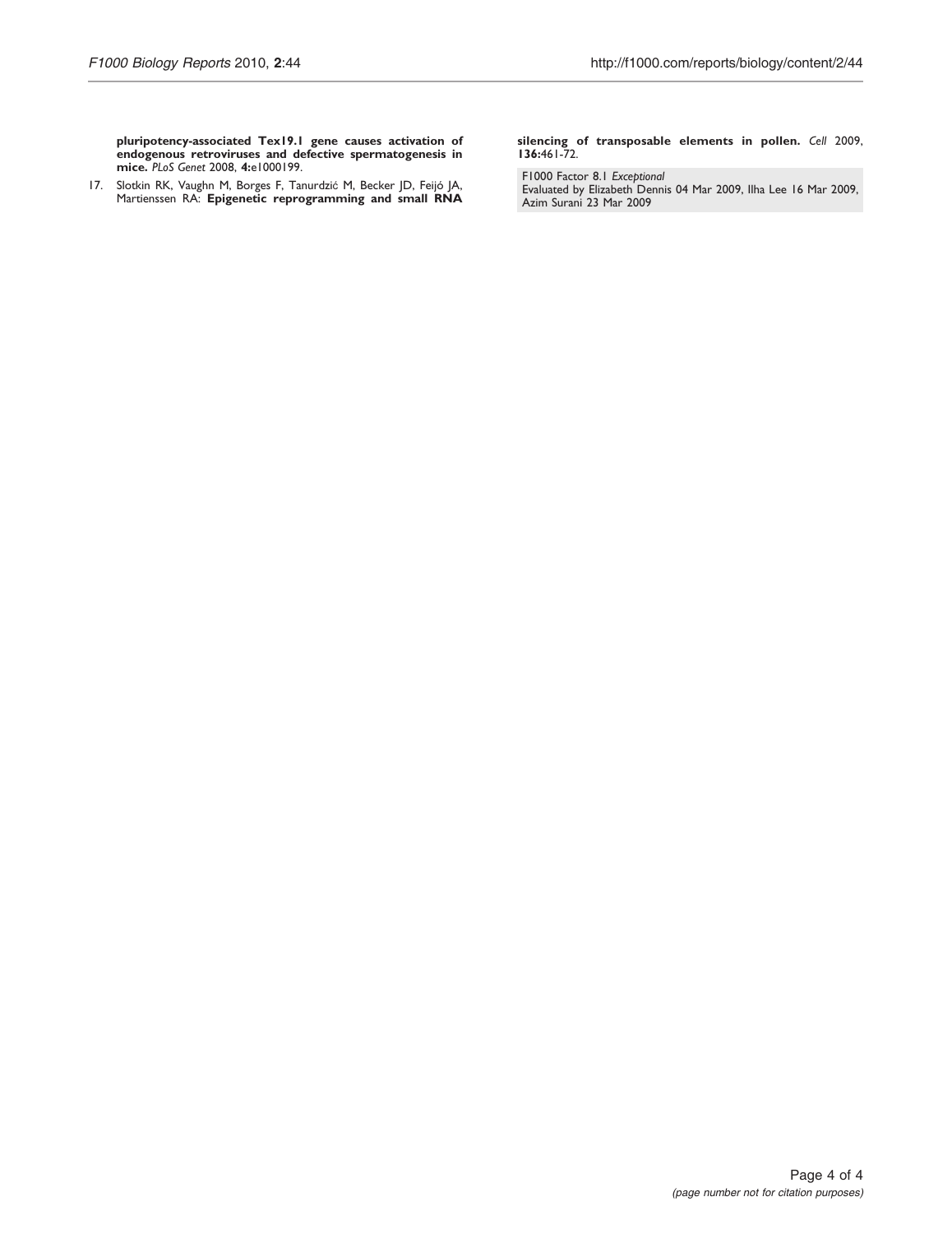**pluripotency-associated Tex19.1 gene causes activation of endogenous retroviruses and defective spermatogenesis in mice.** *PLoS Genet* 2008, **4:**e1000199.

17. Slotkin RK, Vaughn M, Borges F, Tanurdzić M, Becker JD, Feijó JA, Martienssen RA: **Epigenetic reprogramming and small RNA silencing of transposable elements in pollen.** *Cell* 2009, **136:**461-72.

F1000 Factor 8.1 *Exceptional*
Evaluated by Elizabeth Dennis 04 Mar 2009, Ilha Lee 16 Mar 2009, Azim Surani 23 Mar 2009